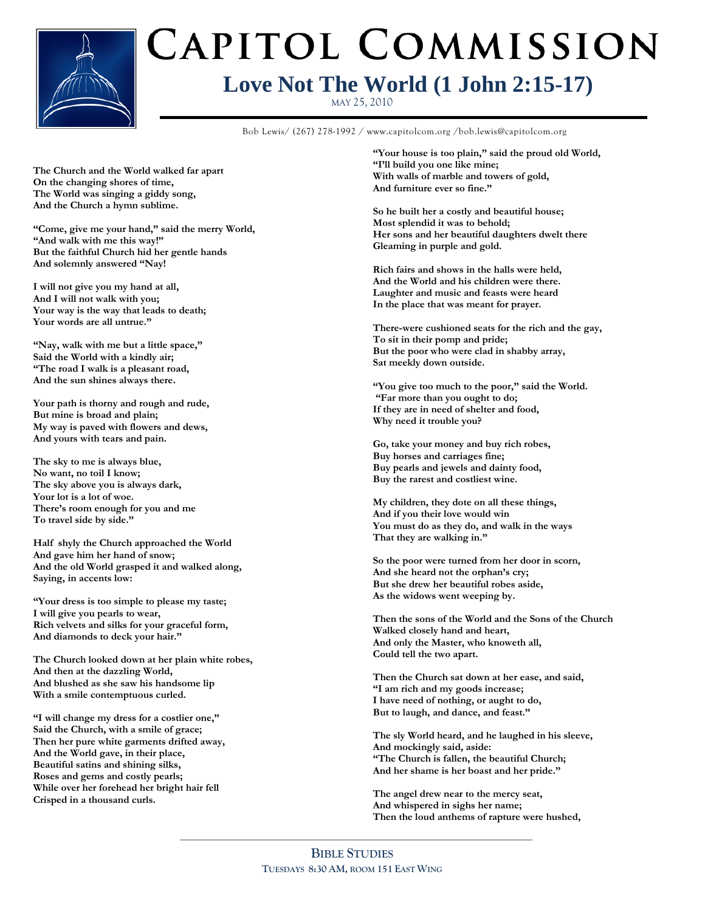# Capitol Commission

## Love Not The World (1 John 2:15-17)

MAY 25, 2010

Bob Lewis/ (267) 278-1992 / www.capitolcom.org /bob.lewis@capitolcom.org

**The Church and the World walked far apart**
**On the changing shores of time,**
**The World was singing a giddy song,**
**And the Church a hymn sublime.**

**"Come, give me your hand," said the merry World,**
**"And walk with me this way!"**
**But the faithful Church hid her gentle hands**
**And solemnly answered "Nay!**

**I will not give you my hand at all,**
**And I will not walk with you;**
**Your way is the way that leads to death;**
**Your words are all untrue."**

**"Nay, walk with me but a little space,"**
**Said the World with a kindly air;**
**"The road I walk is a pleasant road,**
**And the sun shines always there.**

**Your path is thorny and rough and rude,**
**But mine is broad and plain;**
**My way is paved with flowers and dews,**
**And yours with tears and pain.**

**The sky to me is always blue,**
**No want, no toil I know;**
**The sky above you is always dark,**
**Your lot is a lot of woe.**
**There's room enough for you and me**
**To travel side by side."**

**Half shyly the Church approached the World**
**And gave him her hand of snow;**
**And the old World grasped it and walked along,**
**Saying, in accents low:**

**"Your dress is too simple to please my taste;**
**I will give you pearls to wear,**
**Rich velvets and silks for your graceful form,**
**And diamonds to deck your hair."**

**The Church looked down at her plain white robes,**
**And then at the dazzling World,**
**And blushed as she saw his handsome lip**
**With a smile contemptuous curled.**

**"I will change my dress for a costlier one,"**
**Said the Church, with a smile of grace;**
**Then her pure white garments drifted away,**
**And the World gave, in their place,**
**Beautiful satins and shining silks,**
**Roses and gems and costly pearls;**
**While over her forehead her bright hair fell**
**Crisped in a thousand curls.**

**"Your house is too plain," said the proud old World,**
**"I'll build you one like mine;**
**With walls of marble and towers of gold,**
**And furniture ever so fine."**

**So he built her a costly and beautiful house;**
**Most splendid it was to behold;**
**Her sons and her beautiful daughters dwelt there**
**Gleaming in purple and gold.**

**Rich fairs and shows in the halls were held,**
**And the World and his children were there.**
**Laughter and music and feasts were heard**
**In the place that was meant for prayer.**

**There-were cushioned seats for the rich and the gay,**
**To sit in their pomp and pride;**
**But the poor who were clad in shabby array,**
**Sat meekly down outside.**

**"You give too much to the poor," said the World.**
**"Far more than you ought to do;**
**If they are in need of shelter and food,**
**Why need it trouble you?**

**Go, take your money and buy rich robes,**
**Buy horses and carriages fine;**
**Buy pearls and jewels and dainty food,**
**Buy the rarest and costliest wine.**

**My children, they dote on all these things,**
**And if you their love would win**
**You must do as they do, and walk in the ways**
**That they are walking in."**

**So the poor were turned from her door in scorn,**
**And she heard not the orphan's cry;**
**But she drew her beautiful robes aside,**
**As the widows went weeping by.**

**Then the sons of the World and the Sons of the Church**
**Walked closely hand and heart,**
**And only the Master, who knoweth all,**
**Could tell the two apart.**

**Then the Church sat down at her ease, and said,**
**"I am rich and my goods increase;**
**I have need of nothing, or aught to do,**
**But to laugh, and dance, and feast."**

**The sly World heard, and he laughed in his sleeve,**
**And mockingly said, aside:**
**"The Church is fallen, the beautiful Church;**
**And her shame is her boast and her pride."**

**The angel drew near to the mercy seat,**
**And whispered in sighs her name;**
**Then the loud anthems of rapture were hushed,**

BIBLE STUDIES
TUESDAYS 8:30 AM, ROOM 151 EAST WING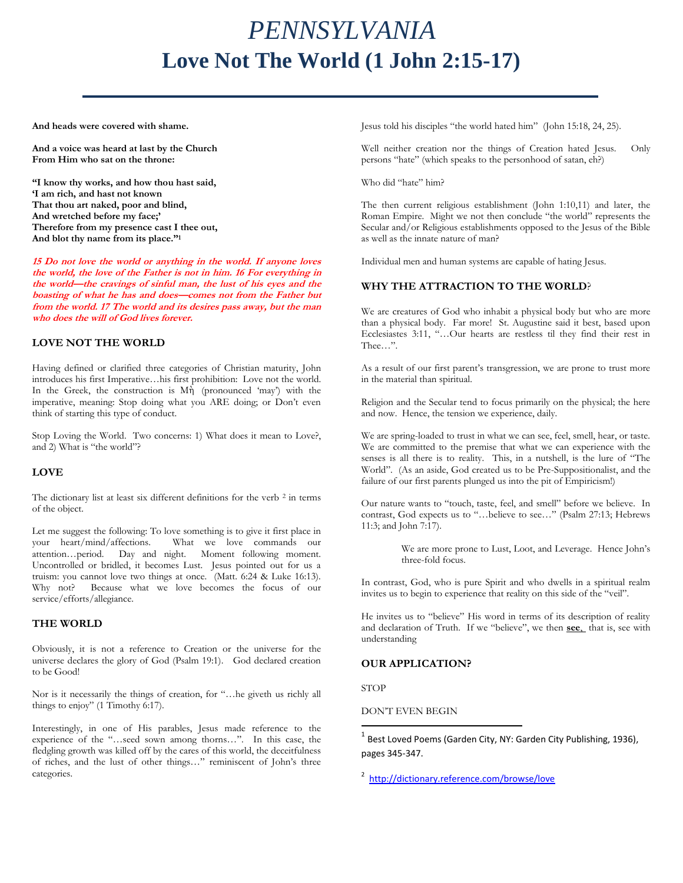# *PENNSYLVANIA*

# Love Not The World (1 John 2:15-17)

---

**And heads were covered with shame.**

**And a voice was heard at last by the Church**
**From Him who sat on the throne:**

**"I know thy works, and how thou hast said,**
**'I am rich, and hast not known**
**That thou art naked, poor and blind,**
**And wretched before my face;'**
**Therefore from my presence cast I thee out,**
**And blot thy name from its place."**[1]

***15 Do not love the world or anything in the world. If anyone loves the world, the love of the Father is not in him. 16 For everything in the world—the cravings of sinful man, the lust of his eyes and the boasting of what he has and does—comes not from the Father but from the world. 17 The world and its desires pass away, but the man who does the will of God lives forever.***

## LOVE NOT THE WORLD

Having defined or clarified three categories of Christian maturity, John introduces his first Imperative…his first prohibition: Love not the world. In the Greek, the construction is Mὴ (pronounced 'may') with the imperative, meaning: Stop doing what you ARE doing; or Don't even think of starting this type of conduct.

Stop Loving the World. Two concerns: 1) What does it mean to Love?, and 2) What is "the world"?

## LOVE

The dictionary list at least six different definitions for the verb [2] in terms of the object.

Let me suggest the following: To love something is to give it first place in your heart/mind/affections. What we love commands our attention…period. Day and night. Moment following moment. Uncontrolled or bridled, it becomes Lust. Jesus pointed out for us a truism: you cannot love two things at once. (Matt. 6:24 & Luke 16:13). Why not? Because what we love becomes the focus of our service/efforts/allegiance.

## THE WORLD

Obviously, it is not a reference to Creation or the universe for the universe declares the glory of God (Psalm 19:1). God declared creation to be Good!

Nor is it necessarily the things of creation, for "…he giveth us richly all things to enjoy" (1 Timothy 6:17).

Interestingly, in one of His parables, Jesus made reference to the experience of the "…seed sown among thorns…". In this case, the fledgling growth was killed off by the cares of this world, the deceitfulness of riches, and the lust of other things…" reminiscent of John's three categories.

Jesus told his disciples "the world hated him" (John 15:18, 24, 25).

Well neither creation nor the things of Creation hated Jesus. Only persons "hate" (which speaks to the personhood of satan, eh?)

Who did "hate" him?

The then current religious establishment (John 1:10,11) and later, the Roman Empire. Might we not then conclude "the world" represents the Secular and/or Religious establishments opposed to the Jesus of the Bible as well as the innate nature of man?

Individual men and human systems are capable of hating Jesus.

## WHY THE ATTRACTION TO THE WORLD?

We are creatures of God who inhabit a physical body but who are more than a physical body. Far more! St. Augustine said it best, based upon Ecclesiastes 3:11, "…Our hearts are restless til they find their rest in Thee…".

As a result of our first parent's transgression, we are prone to trust more in the material than spiritual.

Religion and the Secular tend to focus primarily on the physical; the here and now. Hence, the tension we experience, daily.

We are spring-loaded to trust in what we can see, feel, smell, hear, or taste. We are committed to the premise that what we can experience with the senses is all there is to reality. This, in a nutshell, is the lure of "The World". (As an aside, God created us to be Pre-Suppositionalist, and the failure of our first parents plunged us into the pit of Empiricism!)

Our nature wants to "touch, taste, feel, and smell" before we believe. In contrast, God expects us to "…believe to see…" (Psalm 27:13; Hebrews 11:3; and John 7:17).

> We are more prone to Lust, Loot, and Leverage. Hence John's three-fold focus.

In contrast, God, who is pure Spirit and who dwells in a spiritual realm invites us to begin to experience that reality on this side of the "veil".

He invites us to "believe" His word in terms of its description of reality and declaration of Truth. If we "believe", we then **see**, that is, see with understanding

## OUR APPLICATION?

STOP

DON'T EVEN BEGIN

---

[1] Best Loved Poems (Garden City, NY: Garden City Publishing, 1936), pages 345-347.

[2] http://dictionary.reference.com/browse/love